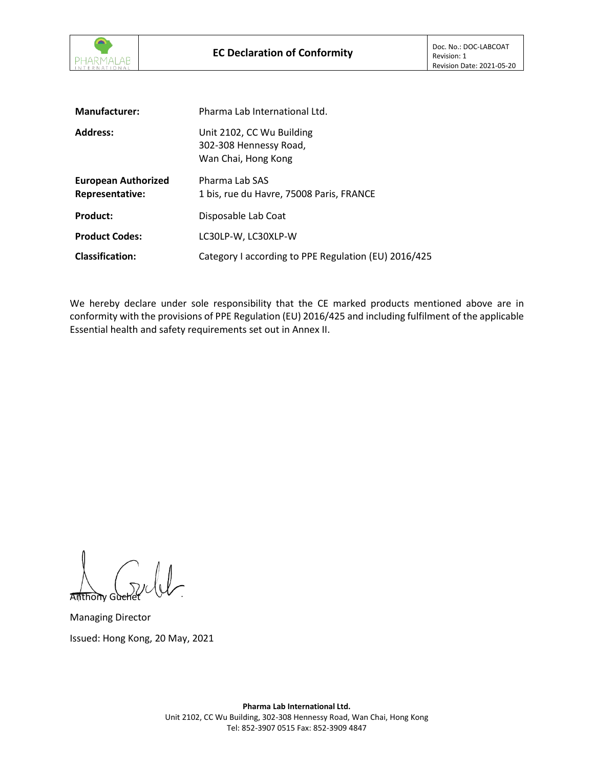# EC Declaration of Conformity

Doc. No.: DOC-LABCOAT
Revision: 1
Revision Date: 2021-05-20

| | |
|---|---|
| **Manufacturer:** | Pharma Lab International Ltd. |
| **Address:** | Unit 2102, CC Wu Building<br>302-308 Hennessy Road,<br>Wan Chai, Hong Kong |
| **European Authorized Representative:** | Pharma Lab SAS<br>1 bis, rue du Havre, 75008 Paris, FRANCE |
| **Product:** | Disposable Lab Coat |
| **Product Codes:** | LC30LP-W, LC30XLP-W |
| **Classification:** | Category I according to PPE Regulation (EU) 2016/425 |

We hereby declare under sole responsibility that the CE marked products mentioned above are in conformity with the provisions of PPE Regulation (EU) 2016/425 and including fulfilment of the applicable Essential health and safety requirements set out in Annex II.

Anthony Guchet

Managing Director

Issued: Hong Kong, 20 May, 2021

**Pharma Lab International Ltd.**
Unit 2102, CC Wu Building, 302-308 Hennessy Road, Wan Chai, Hong Kong
Tel: 852-3907 0515 Fax: 852-3909 4847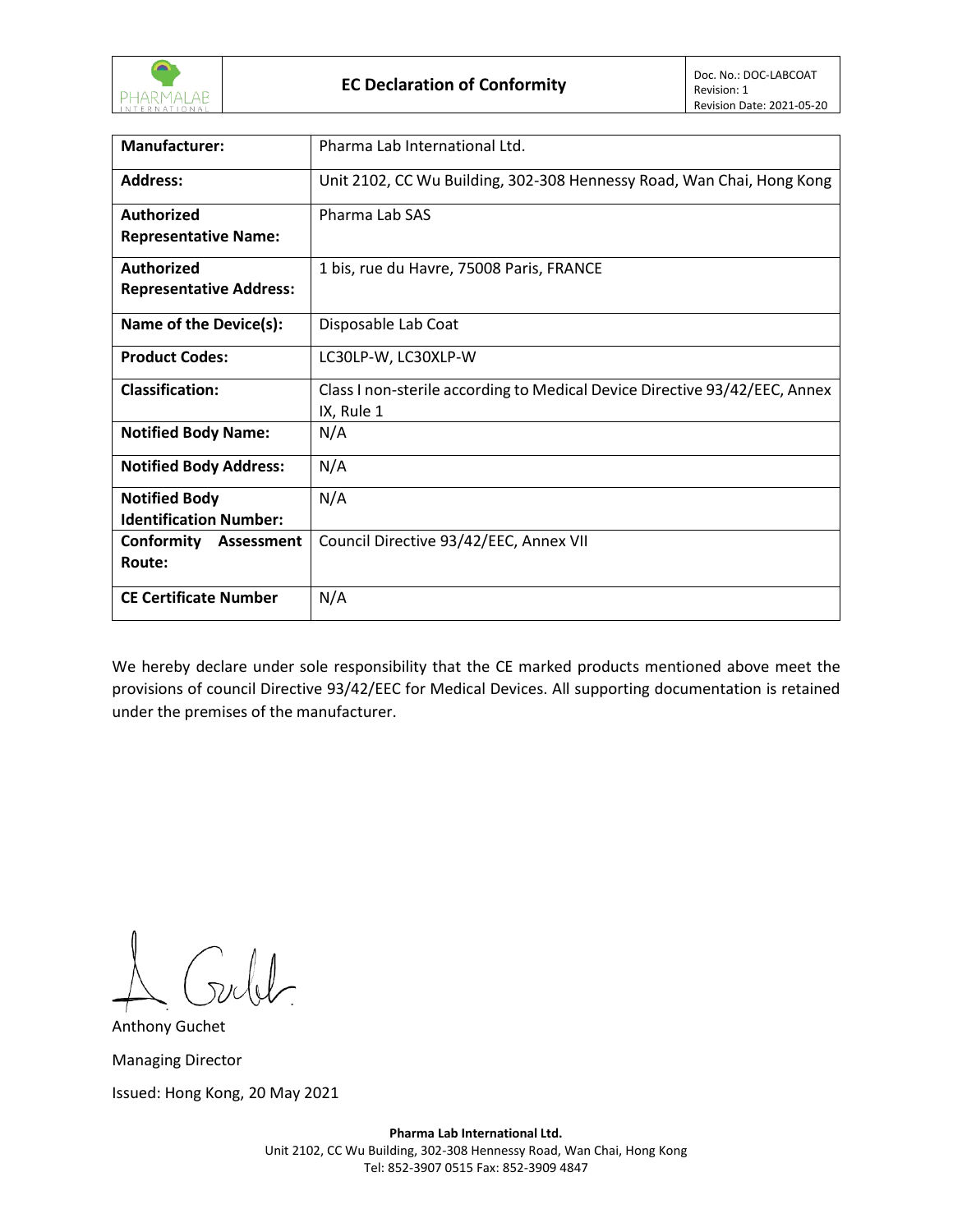# EC Declaration of Conformity

Doc. No.: DOC-LABCOAT
Revision: 1
Revision Date: 2021-05-20

| | |
|---|---|
| **Manufacturer:** | Pharma Lab International Ltd. |
| **Address:** | Unit 2102, CC Wu Building, 302-308 Hennessy Road, Wan Chai, Hong Kong |
| **Authorized Representative Name:** | Pharma Lab SAS |
| **Authorized Representative Address:** | 1 bis, rue du Havre, 75008 Paris, FRANCE |
| **Name of the Device(s):** | Disposable Lab Coat |
| **Product Codes:** | LC30LP-W, LC30XLP-W |
| **Classification:** | Class I non-sterile according to Medical Device Directive 93/42/EEC, Annex IX, Rule 1 |
| **Notified Body Name:** | N/A |
| **Notified Body Address:** | N/A |
| **Notified Body Identification Number:** | N/A |
| **Conformity Assessment Route:** | Council Directive 93/42/EEC, Annex VII |
| **CE Certificate Number** | N/A |

We hereby declare under sole responsibility that the CE marked products mentioned above meet the provisions of council Directive 93/42/EEC for Medical Devices. All supporting documentation is retained under the premises of the manufacturer.

Anthony Guchet

Managing Director

Issued: Hong Kong, 20 May 2021

**Pharma Lab International Ltd.**
Unit 2102, CC Wu Building, 302-308 Hennessy Road, Wan Chai, Hong Kong
Tel: 852-3907 0515 Fax: 852-3909 4847